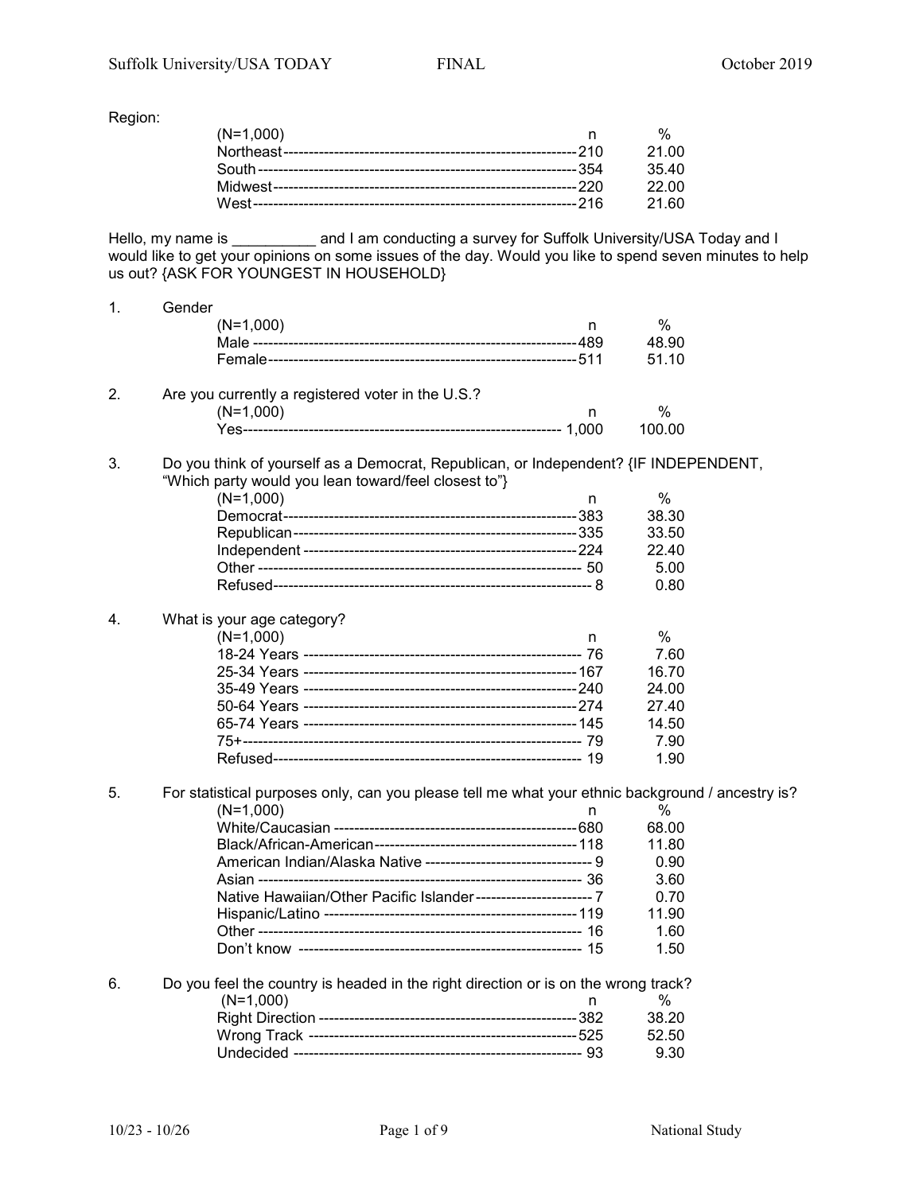Region:

| (N=1,000) | n | % |
|---|---|---|
| Northeast | 210 | 21.00 |
| South | 354 | 35.40 |
| Midwest | 220 | 22.00 |
| West | 216 | 21.60 |

Hello, my name is __________ and I am conducting a survey for Suffolk University/USA Today and I would like to get your opinions on some issues of the day. Would you like to spend seven minutes to help us out? {ASK FOR YOUNGEST IN HOUSEHOLD}

1. Gender

| (N=1,000) | n | % |
|---|---|---|
| Male | 489 | 48.90 |
| Female | 511 | 51.10 |

2. Are you currently a registered voter in the U.S.?

| (N=1,000) | n | % |
|---|---|---|
| Yes | 1,000 | 100.00 |

3. Do you think of yourself as a Democrat, Republican, or Independent? {IF INDEPENDENT, "Which party would you lean toward/feel closest to"}

| (N=1,000) | n | % |
|---|---|---|
| Democrat | 383 | 38.30 |
| Republican | 335 | 33.50 |
| Independent | 224 | 22.40 |
| Other | 50 | 5.00 |
| Refused | 8 | 0.80 |

4. What is your age category?

| (N=1,000) | n | % |
|---|---|---|
| 18-24 Years | 76 | 7.60 |
| 25-34 Years | 167 | 16.70 |
| 35-49 Years | 240 | 24.00 |
| 50-64 Years | 274 | 27.40 |
| 65-74 Years | 145 | 14.50 |
| 75+ | 79 | 7.90 |
| Refused | 19 | 1.90 |

5. For statistical purposes only, can you please tell me what your ethnic background / ancestry is?

| (N=1,000) | n | % |
|---|---|---|
| White/Caucasian | 680 | 68.00 |
| Black/African-American | 118 | 11.80 |
| American Indian/Alaska Native | 9 | 0.90 |
| Asian | 36 | 3.60 |
| Native Hawaiian/Other Pacific Islander | 7 | 0.70 |
| Hispanic/Latino | 119 | 11.90 |
| Other | 16 | 1.60 |
| Don't know | 15 | 1.50 |

6. Do you feel the country is headed in the right direction or is on the wrong track?

| (N=1,000) | n | % |
|---|---|---|
| Right Direction | 382 | 38.20 |
| Wrong Track | 525 | 52.50 |
| Undecided | 93 | 9.30 |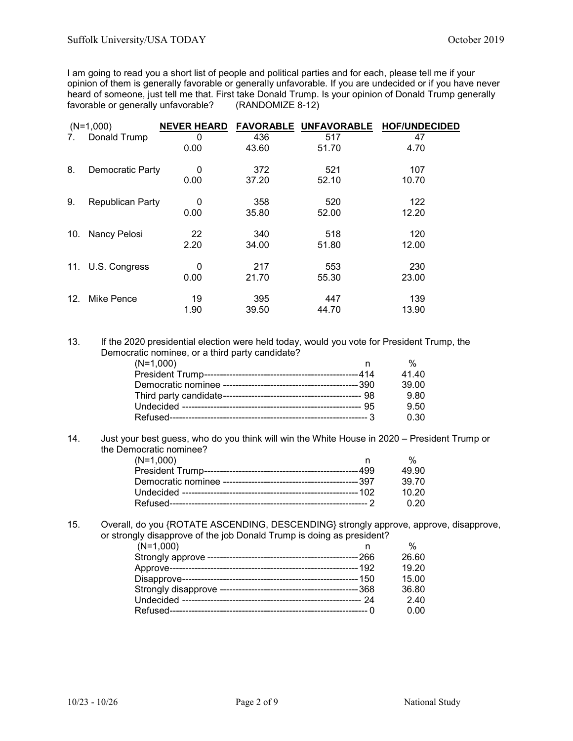I am going to read you a short list of people and political parties and for each, please tell me if your opinion of them is generally favorable or generally unfavorable. If you are undecided or if you have never heard of someone, just tell me that. First take Donald Trump. Is your opinion of Donald Trump generally favorable or generally unfavorable? (RANDOMIZE 8-12)

| (N=1,000) | NEVER HEARD | FAVORABLE | UNFAVORABLE | HOF/UNDECIDED |
|---|---|---|---|---|
| 7. Donald Trump | 0 | 436 | 517 | 47 |
| | 0.00 | 43.60 | 51.70 | 4.70 |
| 8. Democratic Party | 0 | 372 | 521 | 107 |
| | 0.00 | 37.20 | 52.10 | 10.70 |
| 9. Republican Party | 0 | 358 | 520 | 122 |
| | 0.00 | 35.80 | 52.00 | 12.20 |
| 10. Nancy Pelosi | 22 | 340 | 518 | 120 |
| | 2.20 | 34.00 | 51.80 | 12.00 |
| 11. U.S. Congress | 0 | 217 | 553 | 230 |
| | 0.00 | 21.70 | 55.30 | 23.00 |
| 12. Mike Pence | 19 | 395 | 447 | 139 |
| | 1.90 | 39.50 | 44.70 | 13.90 |

13. If the 2020 presidential election were held today, would you vote for President Trump, the Democratic nominee, or a third party candidate?

| (N=1,000) | n | % |
|---|---|---|
| President Trump | 414 | 41.40 |
| Democratic nominee | 390 | 39.00 |
| Third party candidate | 98 | 9.80 |
| Undecided | 95 | 9.50 |
| Refused | 3 | 0.30 |

14. Just your best guess, who do you think will win the White House in 2020 – President Trump or the Democratic nominee?

| (N=1,000) | n | % |
|---|---|---|
| President Trump | 499 | 49.90 |
| Democratic nominee | 397 | 39.70 |
| Undecided | 102 | 10.20 |
| Refused | 2 | 0.20 |

15. Overall, do you {ROTATE ASCENDING, DESCENDING} strongly approve, approve, disapprove, or strongly disapprove of the job Donald Trump is doing as president?

| (N=1,000) | n | % |
|---|---|---|
| Strongly approve | 266 | 26.60 |
| Approve | 192 | 19.20 |
| Disapprove | 150 | 15.00 |
| Strongly disapprove | 368 | 36.80 |
| Undecided | 24 | 2.40 |
| Refused | 0 | 0.00 |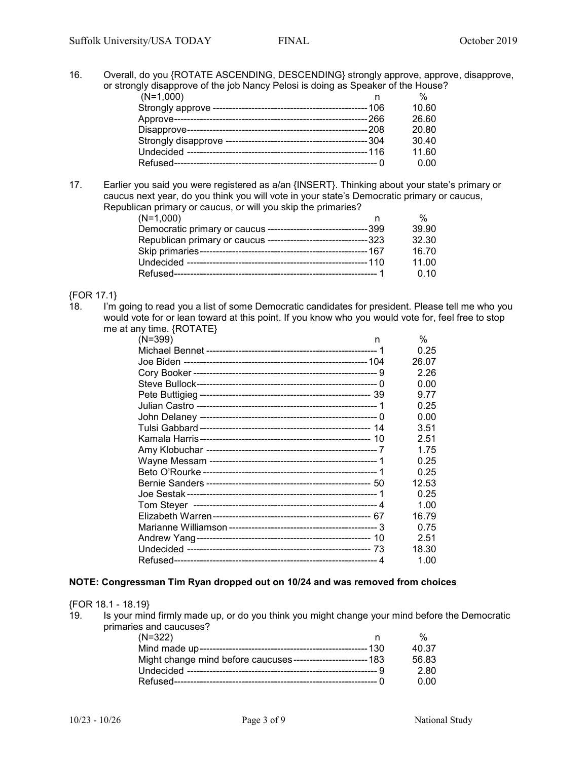16. Overall, do you {ROTATE ASCENDING, DESCENDING} strongly approve, approve, disapprove, or strongly disapprove of the job Nancy Pelosi is doing as Speaker of the House?

| (N=1,000) | n | % |
|---|---|---|
| Strongly approve | 106 | 10.60 |
| Approve | 266 | 26.60 |
| Disapprove | 208 | 20.80 |
| Strongly disapprove | 304 | 30.40 |
| Undecided | 116 | 11.60 |
| Refused | 0 | 0.00 |

17. Earlier you said you were registered as a/an {INSERT}. Thinking about your state's primary or caucus next year, do you think you will vote in your state's Democratic primary or caucus, Republican primary or caucus, or will you skip the primaries?

| (N=1,000) | n | % |
|---|---|---|
| Democratic primary or caucus | 399 | 39.90 |
| Republican primary or caucus | 323 | 32.30 |
| Skip primaries | 167 | 16.70 |
| Undecided | 110 | 11.00 |
| Refused | 1 | 0.10 |

{FOR 17.1}

18. I'm going to read you a list of some Democratic candidates for president. Please tell me who you would vote for or lean toward at this point. If you know who you would vote for, feel free to stop me at any time. {ROTATE}

| (N=399) | n | % |
|---|---|---|
| Michael Bennet | 1 | 0.25 |
| Joe Biden | 104 | 26.07 |
| Cory Booker | 9 | 2.26 |
| Steve Bullock | 0 | 0.00 |
| Pete Buttigieg | 39 | 9.77 |
| Julian Castro | 1 | 0.25 |
| John Delaney | 0 | 0.00 |
| Tulsi Gabbard | 14 | 3.51 |
| Kamala Harris | 10 | 2.51 |
| Amy Klobuchar | 7 | 1.75 |
| Wayne Messam | 1 | 0.25 |
| Beto O'Rourke | 1 | 0.25 |
| Bernie Sanders | 50 | 12.53 |
| Joe Sestak | 1 | 0.25 |
| Tom Steyer | 4 | 1.00 |
| Elizabeth Warren | 67 | 16.79 |
| Marianne Williamson | 3 | 0.75 |
| Andrew Yang | 10 | 2.51 |
| Undecided | 73 | 18.30 |
| Refused | 4 | 1.00 |

**NOTE: Congressman Tim Ryan dropped out on 10/24 and was removed from choices**

{FOR 18.1 - 18.19}

19. Is your mind firmly made up, or do you think you might change your mind before the Democratic primaries and caucuses?

| (N=322) | n | % |
|---|---|---|
| Mind made up | 130 | 40.37 |
| Might change mind before caucuses | 183 | 56.83 |
| Undecided | 9 | 2.80 |
| Refused | 0 | 0.00 |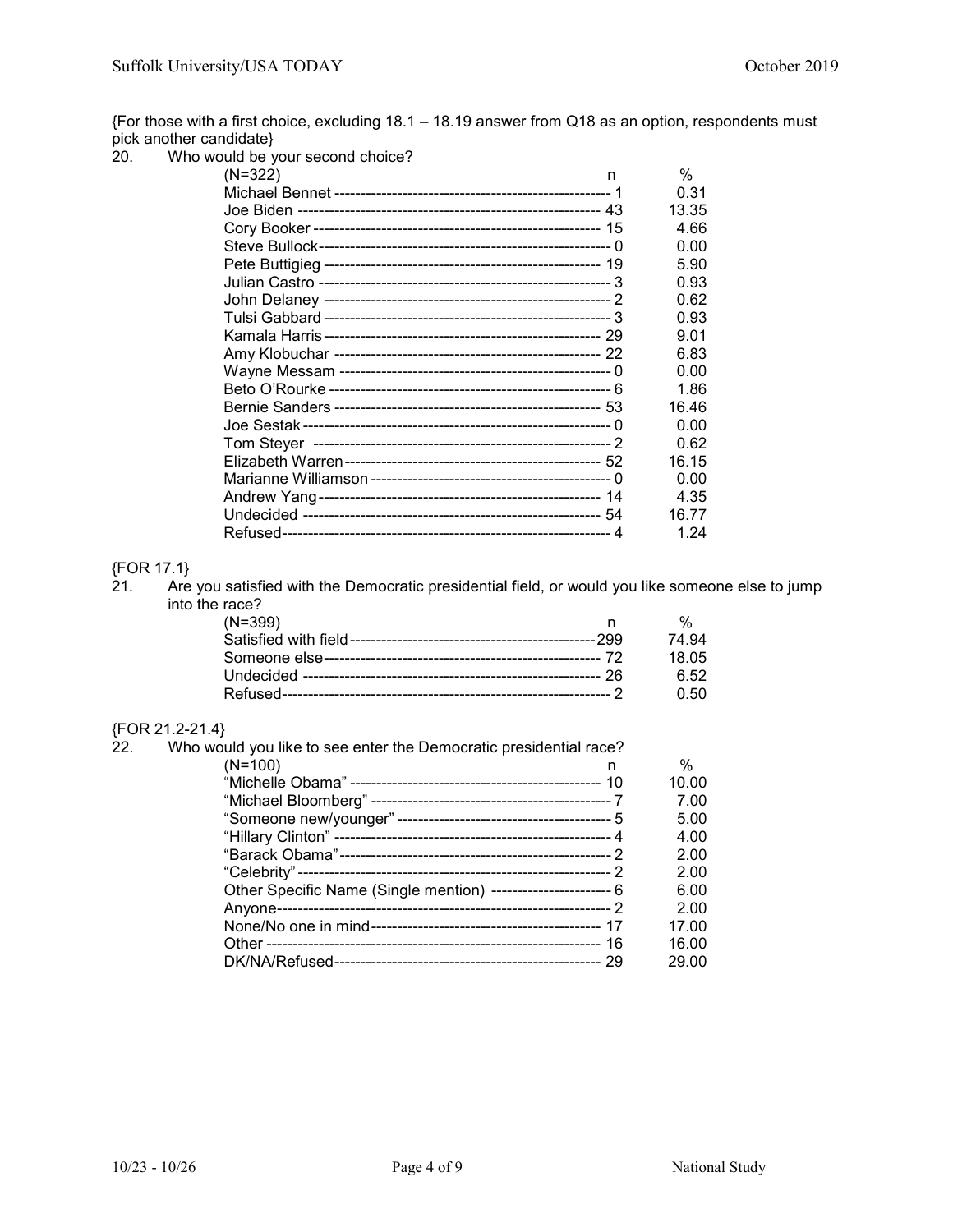{For those with a first choice, excluding 18.1 – 18.19 answer from Q18 as an option, respondents must pick another candidate}

20. Who would be your second choice?

| (N=322) | n | % |
|---|---|---|
| Michael Bennet | 1 | 0.31 |
| Joe Biden | 43 | 13.35 |
| Cory Booker | 15 | 4.66 |
| Steve Bullock | 0 | 0.00 |
| Pete Buttigieg | 19 | 5.90 |
| Julian Castro | 3 | 0.93 |
| John Delaney | 2 | 0.62 |
| Tulsi Gabbard | 3 | 0.93 |
| Kamala Harris | 29 | 9.01 |
| Amy Klobuchar | 22 | 6.83 |
| Wayne Messam | 0 | 0.00 |
| Beto O'Rourke | 6 | 1.86 |
| Bernie Sanders | 53 | 16.46 |
| Joe Sestak | 0 | 0.00 |
| Tom Steyer | 2 | 0.62 |
| Elizabeth Warren | 52 | 16.15 |
| Marianne Williamson | 0 | 0.00 |
| Andrew Yang | 14 | 4.35 |
| Undecided | 54 | 16.77 |
| Refused | 4 | 1.24 |

{FOR 17.1}

21. Are you satisfied with the Democratic presidential field, or would you like someone else to jump into the race?

| (N=399) | n | % |
|---|---|---|
| Satisfied with field | 299 | 74.94 |
| Someone else | 72 | 18.05 |
| Undecided | 26 | 6.52 |
| Refused | 2 | 0.50 |

{FOR 21.2-21.4}

22. Who would you like to see enter the Democratic presidential race?

| (N=100) | n | % |
|---|---|---|
| "Michelle Obama" | 10 | 10.00 |
| "Michael Bloomberg" | 7 | 7.00 |
| "Someone new/younger" | 5 | 5.00 |
| "Hillary Clinton" | 4 | 4.00 |
| "Barack Obama" | 2 | 2.00 |
| "Celebrity" | 2 | 2.00 |
| Other Specific Name (Single mention) | 6 | 6.00 |
| Anyone | 2 | 2.00 |
| None/No one in mind | 17 | 17.00 |
| Other | 16 | 16.00 |
| DK/NA/Refused | 29 | 29.00 |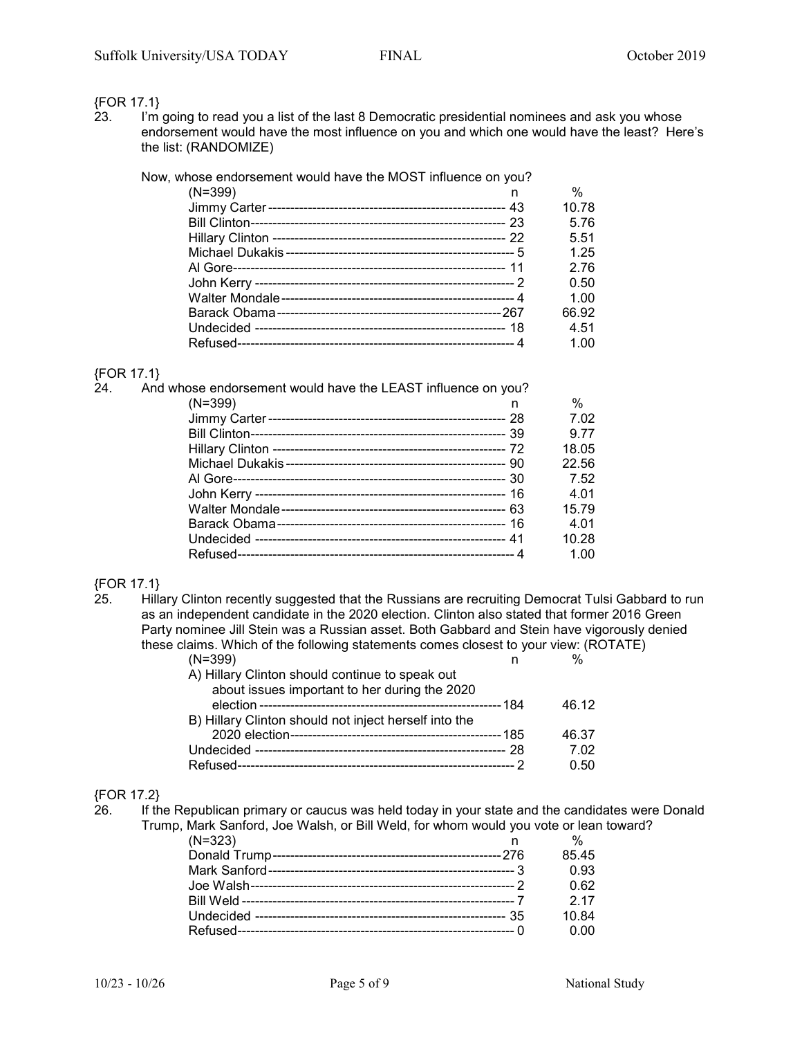{FOR 17.1}

23. I'm going to read you a list of the last 8 Democratic presidential nominees and ask you whose endorsement would have the most influence on you and which one would have the least? Here's the list: (RANDOMIZE)

Now, whose endorsement would have the MOST influence on you?

| (N=399) | n | % |
|---|---|---|
| Jimmy Carter | 43 | 10.78 |
| Bill Clinton | 23 | 5.76 |
| Hillary Clinton | 22 | 5.51 |
| Michael Dukakis | 5 | 1.25 |
| Al Gore | 11 | 2.76 |
| John Kerry | 2 | 0.50 |
| Walter Mondale | 4 | 1.00 |
| Barack Obama | 267 | 66.92 |
| Undecided | 18 | 4.51 |
| Refused | 4 | 1.00 |

{FOR 17.1}

24. And whose endorsement would have the LEAST influence on you?

| (N=399) | n | % |
|---|---|---|
| Jimmy Carter | 28 | 7.02 |
| Bill Clinton | 39 | 9.77 |
| Hillary Clinton | 72 | 18.05 |
| Michael Dukakis | 90 | 22.56 |
| Al Gore | 30 | 7.52 |
| John Kerry | 16 | 4.01 |
| Walter Mondale | 63 | 15.79 |
| Barack Obama | 16 | 4.01 |
| Undecided | 41 | 10.28 |
| Refused | 4 | 1.00 |

{FOR 17.1}

25. Hillary Clinton recently suggested that the Russians are recruiting Democrat Tulsi Gabbard to run as an independent candidate in the 2020 election. Clinton also stated that former 2016 Green Party nominee Jill Stein was a Russian asset. Both Gabbard and Stein have vigorously denied these claims. Which of the following statements comes closest to your view: (ROTATE)

| (N=399) | n | % |
|---|---|---|
| A) Hillary Clinton should continue to speak out about issues important to her during the 2020 election | 184 | 46.12 |
| B) Hillary Clinton should not inject herself into the 2020 election | 185 | 46.37 |
| Undecided | 28 | 7.02 |
| Refused | 2 | 0.50 |

{FOR 17.2}

26. If the Republican primary or caucus was held today in your state and the candidates were Donald Trump, Mark Sanford, Joe Walsh, or Bill Weld, for whom would you vote or lean toward?

| (N=323) | n | % |
|---|---|---|
| Donald Trump | 276 | 85.45 |
| Mark Sanford | 3 | 0.93 |
| Joe Walsh | 2 | 0.62 |
| Bill Weld | 7 | 2.17 |
| Undecided | 35 | 10.84 |
| Refused | 0 | 0.00 |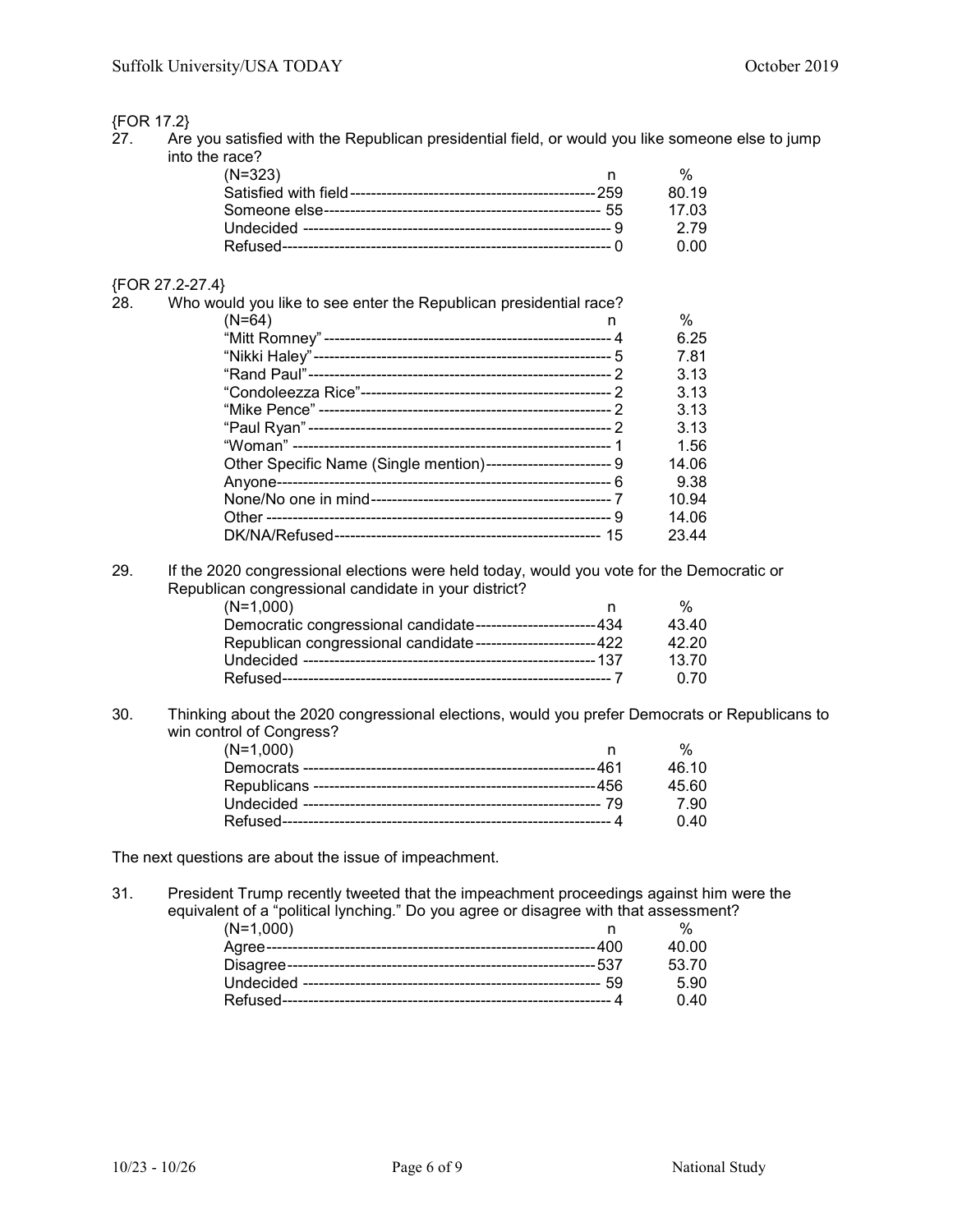{FOR 17.2}

27. Are you satisfied with the Republican presidential field, or would you like someone else to jump into the race?

| (N=323) | n | % |
|---|---|---|
| Satisfied with field | 259 | 80.19 |
| Someone else | 55 | 17.03 |
| Undecided | 9 | 2.79 |
| Refused | 0 | 0.00 |

{FOR 27.2-27.4}

28. Who would you like to see enter the Republican presidential race?

| (N=64) | n | % |
|---|---|---|
| "Mitt Romney" | 4 | 6.25 |
| "Nikki Haley" | 5 | 7.81 |
| "Rand Paul" | 2 | 3.13 |
| "Condoleezza Rice" | 2 | 3.13 |
| "Mike Pence" | 2 | 3.13 |
| "Paul Ryan" | 2 | 3.13 |
| "Woman" | 1 | 1.56 |
| Other Specific Name (Single mention) | 9 | 14.06 |
| Anyone | 6 | 9.38 |
| None/No one in mind | 7 | 10.94 |
| Other | 9 | 14.06 |
| DK/NA/Refused | 15 | 23.44 |

29. If the 2020 congressional elections were held today, would you vote for the Democratic or Republican congressional candidate in your district?

| (N=1,000) | n | % |
|---|---|---|
| Democratic congressional candidate | 434 | 43.40 |
| Republican congressional candidate | 422 | 42.20 |
| Undecided | 137 | 13.70 |
| Refused | 7 | 0.70 |

30. Thinking about the 2020 congressional elections, would you prefer Democrats or Republicans to win control of Congress?

| (N=1,000) | n | % |
|---|---|---|
| Democrats | 461 | 46.10 |
| Republicans | 456 | 45.60 |
| Undecided | 79 | 7.90 |
| Refused | 4 | 0.40 |

The next questions are about the issue of impeachment.

31. President Trump recently tweeted that the impeachment proceedings against him were the equivalent of a "political lynching." Do you agree or disagree with that assessment?

| (N=1,000) | n | % |
|---|---|---|
| Agree | 400 | 40.00 |
| Disagree | 537 | 53.70 |
| Undecided | 59 | 5.90 |
| Refused | 4 | 0.40 |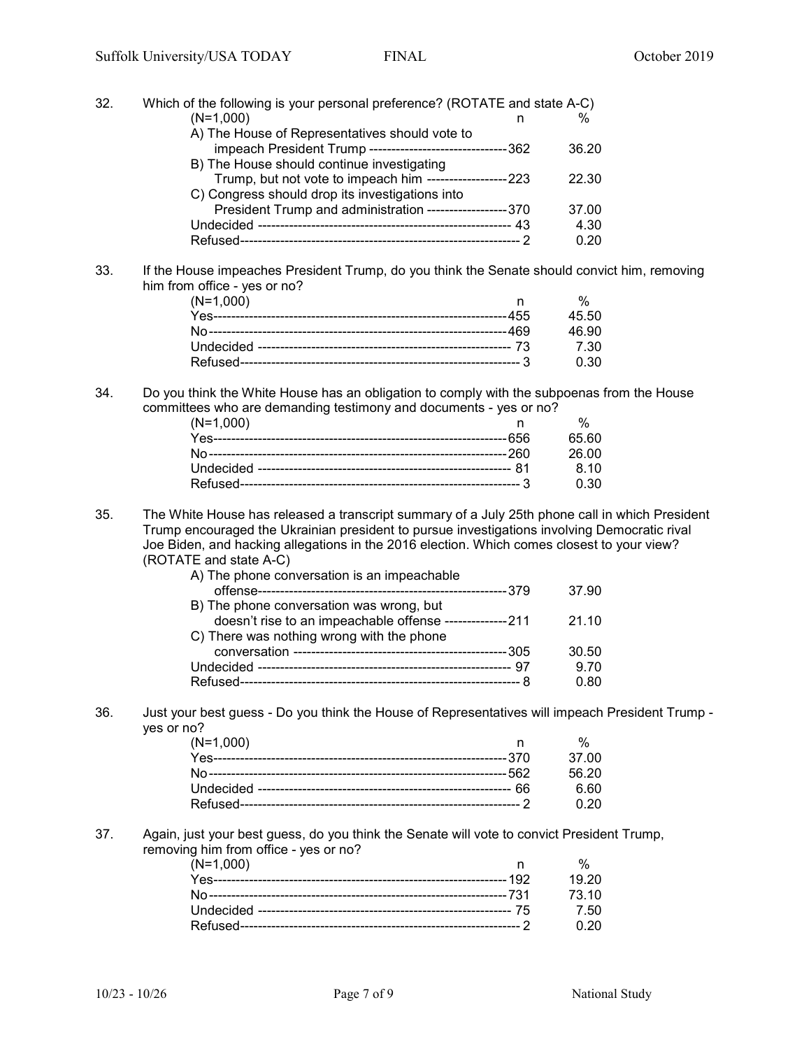32. Which of the following is your personal preference? (ROTATE and state A-C)

| (N=1,000) | n | % |
|---|---|---|
| A) The House of Representatives should vote to impeach President Trump | 362 | 36.20 |
| B) The House should continue investigating Trump, but not vote to impeach him | 223 | 22.30 |
| C) Congress should drop its investigations into President Trump and administration | 370 | 37.00 |
| Undecided | 43 | 4.30 |
| Refused | 2 | 0.20 |

33. If the House impeaches President Trump, do you think the Senate should convict him, removing him from office - yes or no?

| (N=1,000) | n | % |
|---|---|---|
| Yes | 455 | 45.50 |
| No | 469 | 46.90 |
| Undecided | 73 | 7.30 |
| Refused | 3 | 0.30 |

34. Do you think the White House has an obligation to comply with the subpoenas from the House committees who are demanding testimony and documents - yes or no?

| (N=1,000) | n | % |
|---|---|---|
| Yes | 656 | 65.60 |
| No | 260 | 26.00 |
| Undecided | 81 | 8.10 |
| Refused | 3 | 0.30 |

35. The White House has released a transcript summary of a July 25th phone call in which President Trump encouraged the Ukrainian president to pursue investigations involving Democratic rival Joe Biden, and hacking allegations in the 2016 election. Which comes closest to your view? (ROTATE and state A-C)

| | n | % |
|---|---|---|
| A) The phone conversation is an impeachable offense | 379 | 37.90 |
| B) The phone conversation was wrong, but doesn't rise to an impeachable offense | 211 | 21.10 |
| C) There was nothing wrong with the phone conversation | 305 | 30.50 |
| Undecided | 97 | 9.70 |
| Refused | 8 | 0.80 |

36. Just your best guess - Do you think the House of Representatives will impeach President Trump - yes or no?

| (N=1,000) | n | % |
|---|---|---|
| Yes | 370 | 37.00 |
| No | 562 | 56.20 |
| Undecided | 66 | 6.60 |
| Refused | 2 | 0.20 |

37. Again, just your best guess, do you think the Senate will vote to convict President Trump, removing him from office - yes or no?

| (N=1,000) | n | % |
|---|---|---|
| Yes | 192 | 19.20 |
| No | 731 | 73.10 |
| Undecided | 75 | 7.50 |
| Refused | 2 | 0.20 |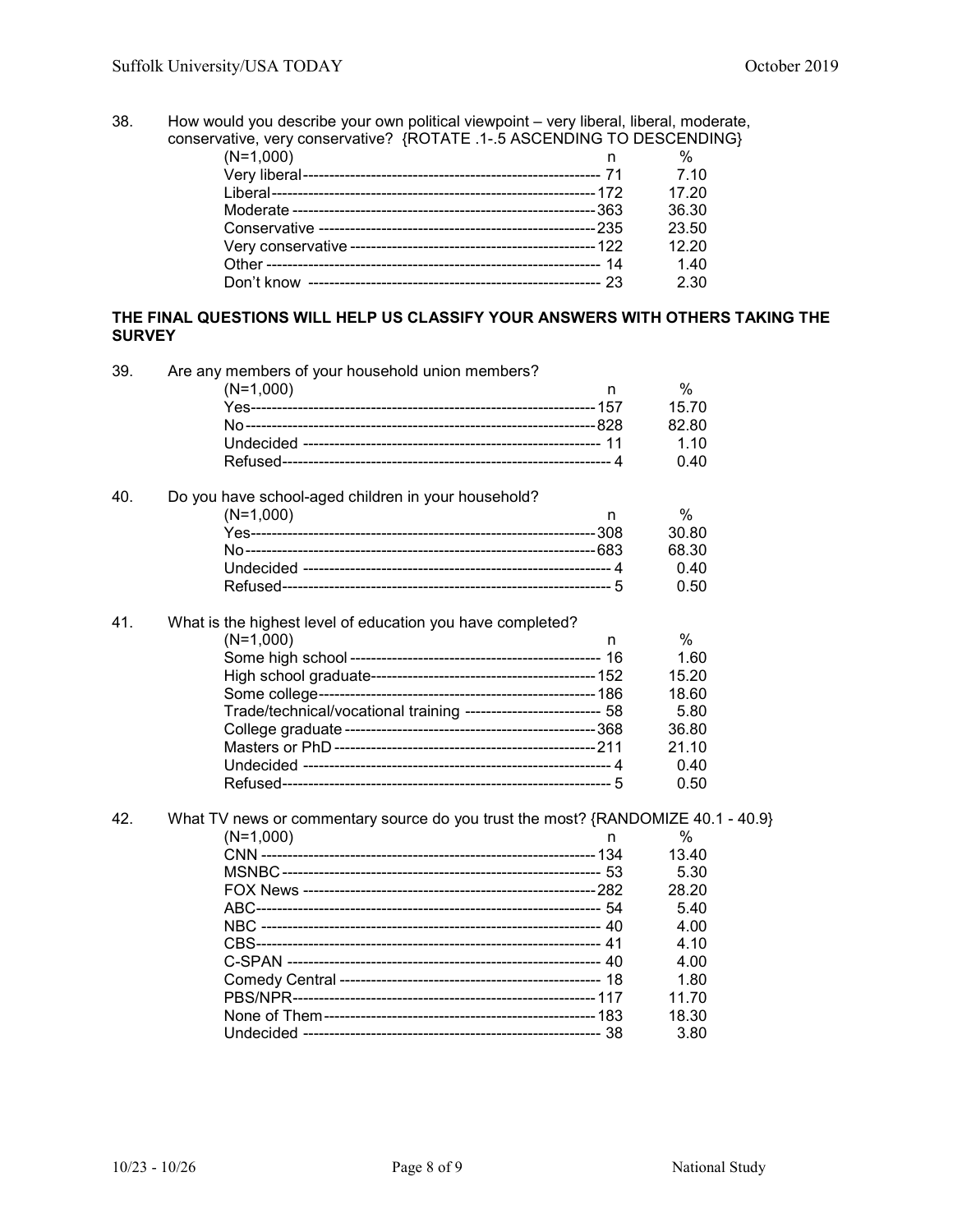38. How would you describe your own political viewpoint – very liberal, liberal, moderate, conservative, very conservative? {ROTATE .1-.5 ASCENDING TO DESCENDING}

| (N=1,000) | n | % |
|---|---|---|
| Very liberal | 71 | 7.10 |
| Liberal | 172 | 17.20 |
| Moderate | 363 | 36.30 |
| Conservative | 235 | 23.50 |
| Very conservative | 122 | 12.20 |
| Other | 14 | 1.40 |
| Don't know | 23 | 2.30 |

**THE FINAL QUESTIONS WILL HELP US CLASSIFY YOUR ANSWERS WITH OTHERS TAKING THE SURVEY**

39. Are any members of your household union members?

| (N=1,000) | n | % |
|---|---|---|
| Yes | 157 | 15.70 |
| No | 828 | 82.80 |
| Undecided | 11 | 1.10 |
| Refused | 4 | 0.40 |

40. Do you have school-aged children in your household?

| (N=1,000) | n | % |
|---|---|---|
| Yes | 308 | 30.80 |
| No | 683 | 68.30 |
| Undecided | 4 | 0.40 |
| Refused | 5 | 0.50 |

41. What is the highest level of education you have completed?

| (N=1,000) | n | % |
|---|---|---|
| Some high school | 16 | 1.60 |
| High school graduate | 152 | 15.20 |
| Some college | 186 | 18.60 |
| Trade/technical/vocational training | 58 | 5.80 |
| College graduate | 368 | 36.80 |
| Masters or PhD | 211 | 21.10 |
| Undecided | 4 | 0.40 |
| Refused | 5 | 0.50 |

42. What TV news or commentary source do you trust the most? {RANDOMIZE 40.1 - 40.9}

| (N=1,000) | n | % |
|---|---|---|
| CNN | 134 | 13.40 |
| MSNBC | 53 | 5.30 |
| FOX News | 282 | 28.20 |
| ABC | 54 | 5.40 |
| NBC | 40 | 4.00 |
| CBS | 41 | 4.10 |
| C-SPAN | 40 | 4.00 |
| Comedy Central | 18 | 1.80 |
| PBS/NPR | 117 | 11.70 |
| None of Them | 183 | 18.30 |
| Undecided | 38 | 3.80 |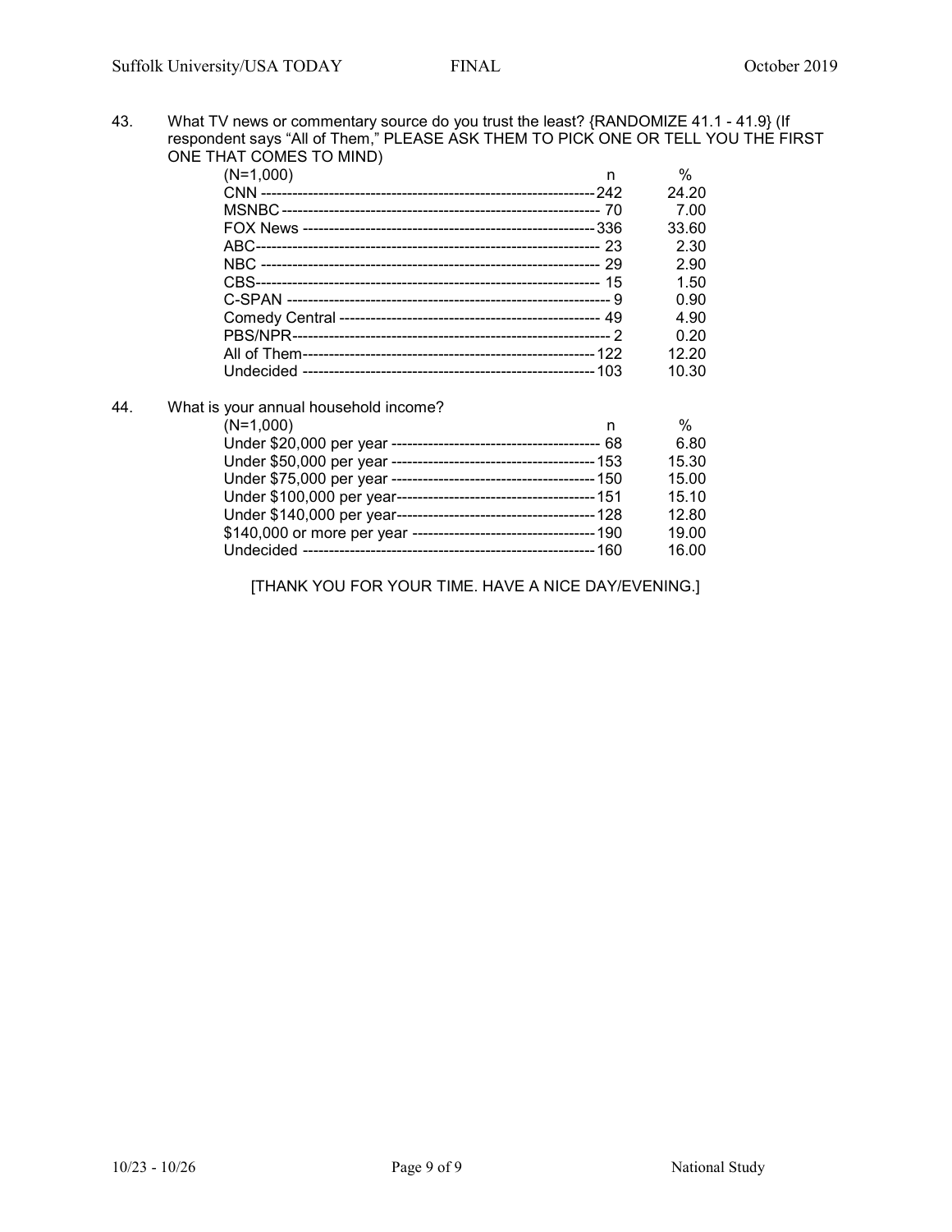43. What TV news or commentary source do you trust the least? {RANDOMIZE 41.1 - 41.9} (If respondent says "All of Them," PLEASE ASK THEM TO PICK ONE OR TELL YOU THE FIRST ONE THAT COMES TO MIND)

| (N=1,000) | n | % |
|---|---|---|
| CNN | 242 | 24.20 |
| MSNBC | 70 | 7.00 |
| FOX News | 336 | 33.60 |
| ABC | 23 | 2.30 |
| NBC | 29 | 2.90 |
| CBS | 15 | 1.50 |
| C-SPAN | 9 | 0.90 |
| Comedy Central | 49 | 4.90 |
| PBS/NPR | 2 | 0.20 |
| All of Them | 122 | 12.20 |
| Undecided | 103 | 10.30 |

44. What is your annual household income?

| (N=1,000) | n | % |
|---|---|---|
| Under $20,000 per year | 68 | 6.80 |
| Under $50,000 per year | 153 | 15.30 |
| Under $75,000 per year | 150 | 15.00 |
| Under $100,000 per year | 151 | 15.10 |
| Under $140,000 per year | 128 | 12.80 |
| $140,000 or more per year | 190 | 19.00 |
| Undecided | 160 | 16.00 |

[THANK YOU FOR YOUR TIME. HAVE A NICE DAY/EVENING.]